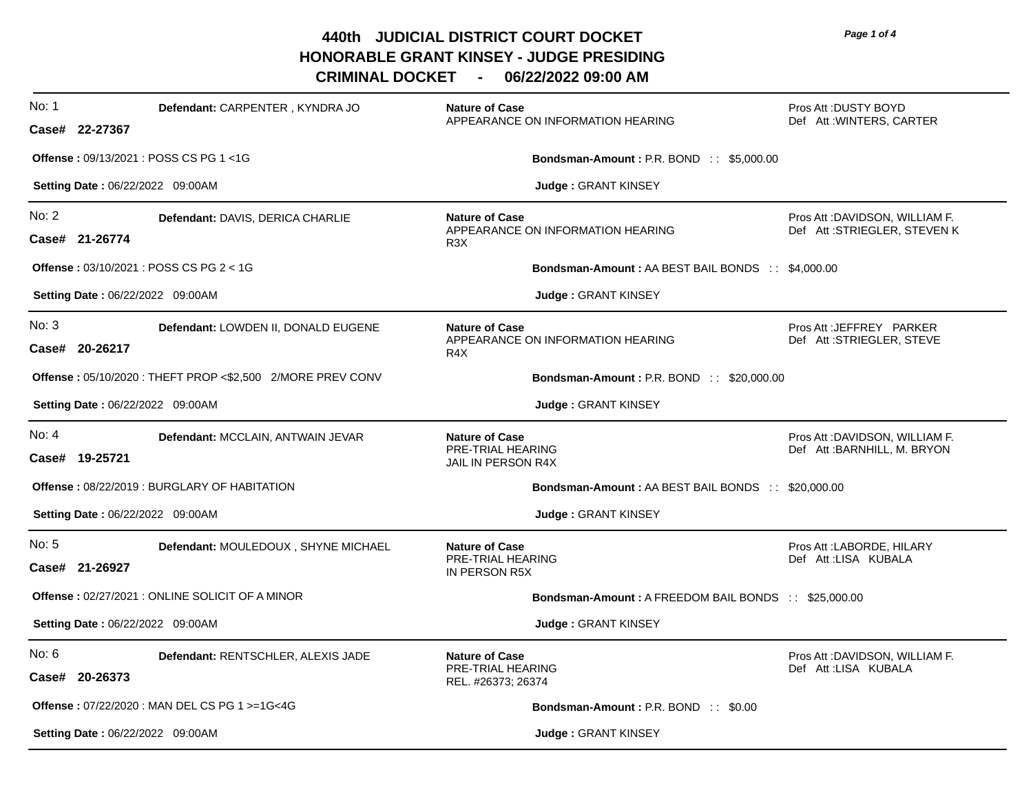# 440th JUDICIAL DISTRICT COURT DOCKET
## HONORABLE GRANT KINSEY - JUDGE PRESIDING
## CRIMINAL DOCKET - 06/22/2022 09:00 AM

---

**No: 1** — **Defendant:** CARPENTER , KYNDRA JO
**Case# 22-27367**

**Nature of Case**
APPEARANCE ON INFORMATION HEARING

Pros Att :DUSTY BOYD
Def Att :WINTERS, CARTER

**Offense :** 09/13/2021 : POSS CS PG 1 <1G

**Bondsman-Amount :** P.R. BOND :: $5,000.00

**Setting Date :** 06/22/2022 09:00AM

**Judge :** GRANT KINSEY

---

**No: 2** — **Defendant:** DAVIS, DERICA CHARLIE
**Case# 21-26774**

**Nature of Case**
APPEARANCE ON INFORMATION HEARING
R3X

Pros Att :DAVIDSON, WILLIAM F.
Def Att :STRIEGLER, STEVEN K

**Offense :** 03/10/2021 : POSS CS PG 2 < 1G

**Bondsman-Amount :** AA BEST BAIL BONDS :: $4,000.00

**Setting Date :** 06/22/2022 09:00AM

**Judge :** GRANT KINSEY

---

**No: 3** — **Defendant:** LOWDEN II, DONALD EUGENE
**Case# 20-26217**

**Nature of Case**
APPEARANCE ON INFORMATION HEARING
R4X

Pros Att :JEFFREY PARKER
Def Att :STRIEGLER, STEVE

**Offense :** 05/10/2020 : THEFT PROP <$2,500 2/MORE PREV CONV

**Bondsman-Amount :** P.R. BOND :: $20,000.00

**Setting Date :** 06/22/2022 09:00AM

**Judge :** GRANT KINSEY

---

**No: 4** — **Defendant:** MCCLAIN, ANTWAIN JEVAR
**Case# 19-25721**

**Nature of Case**
PRE-TRIAL HEARING
JAIL IN PERSON R4X

Pros Att :DAVIDSON, WILLIAM F.
Def Att :BARNHILL, M. BRYON

**Offense :** 08/22/2019 : BURGLARY OF HABITATION

**Bondsman-Amount :** AA BEST BAIL BONDS :: $20,000.00

**Setting Date :** 06/22/2022 09:00AM

**Judge :** GRANT KINSEY

---

**No: 5** — **Defendant:** MOULEDOUX , SHYNE MICHAEL
**Case# 21-26927**

**Nature of Case**
PRE-TRIAL HEARING
IN PERSON R5X

Pros Att :LABORDE, HILARY
Def Att :LISA KUBALA

**Offense :** 02/27/2021 : ONLINE SOLICIT OF A MINOR

**Bondsman-Amount :** A FREEDOM BAIL BONDS :: $25,000.00

**Setting Date :** 06/22/2022 09:00AM

**Judge :** GRANT KINSEY

---

**No: 6** — **Defendant:** RENTSCHLER, ALEXIS JADE
**Case# 20-26373**

**Nature of Case**
PRE-TRIAL HEARING
REL. #26373; 26374

Pros Att :DAVIDSON, WILLIAM F.
Def Att :LISA KUBALA

**Offense :** 07/22/2020 : MAN DEL CS PG 1 >=1G<4G

**Bondsman-Amount :** P.R. BOND :: $0.00

**Setting Date :** 06/22/2022 09:00AM

**Judge :** GRANT KINSEY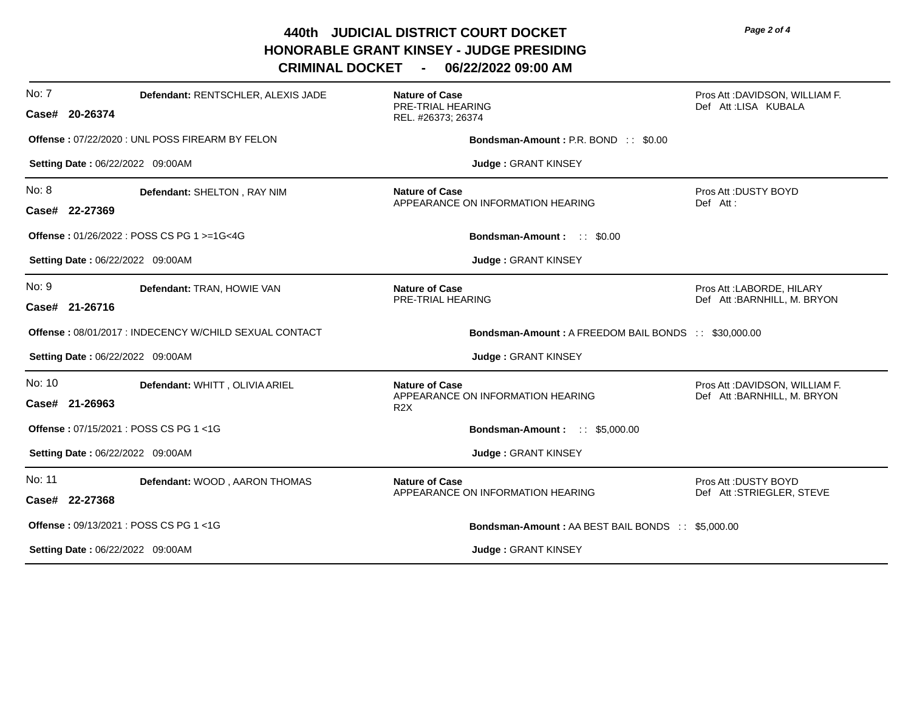# 440th JUDICIAL DISTRICT COURT DOCKET
## HONORABLE GRANT KINSEY - JUDGE PRESIDING
## CRIMINAL DOCKET - 06/22/2022 09:00 AM

---

No: 7 **Defendant:** RENTSCHLER, ALEXIS JADE

**Case# 20-26374**

**Nature of Case**
PRE-TRIAL HEARING
REL. #26373; 26374

Pros Att :DAVIDSON, WILLIAM F.
Def Att :LISA KUBALA

**Offense :** 07/22/2020 : UNL POSS FIREARM BY FELON

**Bondsman-Amount :** P.R. BOND : : $0.00

**Setting Date :** 06/22/2022 09:00AM

**Judge :** GRANT KINSEY

---

No: 8 **Defendant:** SHELTON , RAY NIM

**Case# 22-27369**

**Nature of Case**
APPEARANCE ON INFORMATION HEARING

Pros Att :DUSTY BOYD
Def Att :

**Offense :** 01/26/2022 : POSS CS PG 1 >=1G<4G

**Bondsman-Amount :** : : $0.00

**Setting Date :** 06/22/2022 09:00AM

**Judge :** GRANT KINSEY

---

No: 9 **Defendant:** TRAN, HOWIE VAN

**Case# 21-26716**

**Nature of Case**
PRE-TRIAL HEARING

Pros Att :LABORDE, HILARY
Def Att :BARNHILL, M. BRYON

**Offense :** 08/01/2017 : INDECENCY W/CHILD SEXUAL CONTACT

**Bondsman-Amount :** A FREEDOM BAIL BONDS : : $30,000.00

**Setting Date :** 06/22/2022 09:00AM

**Judge :** GRANT KINSEY

---

No: 10 **Defendant:** WHITT , OLIVIA ARIEL

**Case# 21-26963**

**Nature of Case**
APPEARANCE ON INFORMATION HEARING
R2X

Pros Att :DAVIDSON, WILLIAM F.
Def Att :BARNHILL, M. BRYON

**Offense :** 07/15/2021 : POSS CS PG 1 <1G

**Bondsman-Amount :** : : $5,000.00

**Setting Date :** 06/22/2022 09:00AM

**Judge :** GRANT KINSEY

---

No: 11 **Defendant:** WOOD , AARON THOMAS

**Case# 22-27368**

**Nature of Case**
APPEARANCE ON INFORMATION HEARING

Pros Att :DUSTY BOYD
Def Att :STRIEGLER, STEVE

**Offense :** 09/13/2021 : POSS CS PG 1 <1G

**Bondsman-Amount :** AA BEST BAIL BONDS : : $5,000.00

**Setting Date :** 06/22/2022 09:00AM

**Judge :** GRANT KINSEY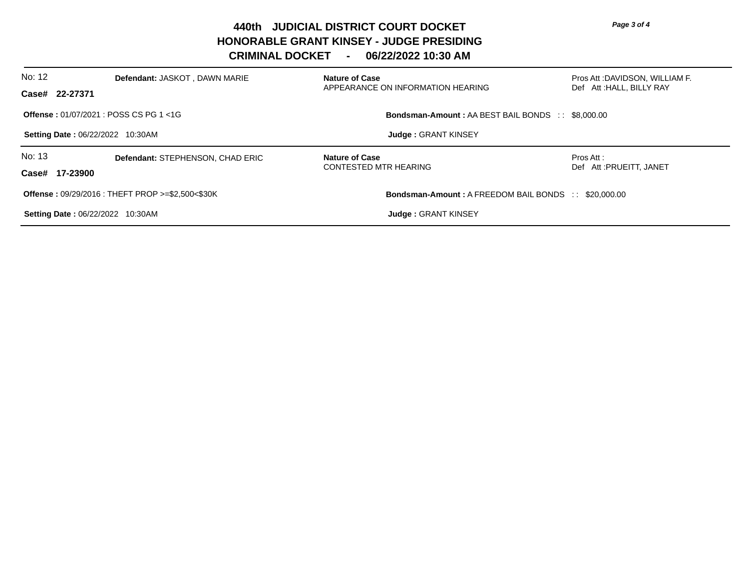# 440th JUDICIAL DISTRICT COURT DOCKET
## HONORABLE GRANT KINSEY - JUDGE PRESIDING
## CRIMINAL DOCKET - 06/22/2022 10:30 AM

---

No: 12 **Defendant:** JASKOT , DAWN MARIE

**Case# 22-27371**

**Nature of Case**
APPEARANCE ON INFORMATION HEARING

Pros Att :DAVIDSON, WILLIAM F.
Def Att :HALL, BILLY RAY

**Offense :** 01/07/2021 : POSS CS PG 1 <1G

**Bondsman-Amount :** AA BEST BAIL BONDS : : $8,000.00

**Setting Date :** 06/22/2022 10:30AM

**Judge :** GRANT KINSEY

---

No: 13 **Defendant:** STEPHENSON, CHAD ERIC

**Case# 17-23900**

**Nature of Case**
CONTESTED MTR HEARING

Pros Att :
Def Att :PRUEITT, JANET

**Offense :** 09/29/2016 : THEFT PROP >=$2,500<$30K

**Bondsman-Amount :** A FREEDOM BAIL BONDS : : $20,000.00

**Setting Date :** 06/22/2022 10:30AM

**Judge :** GRANT KINSEY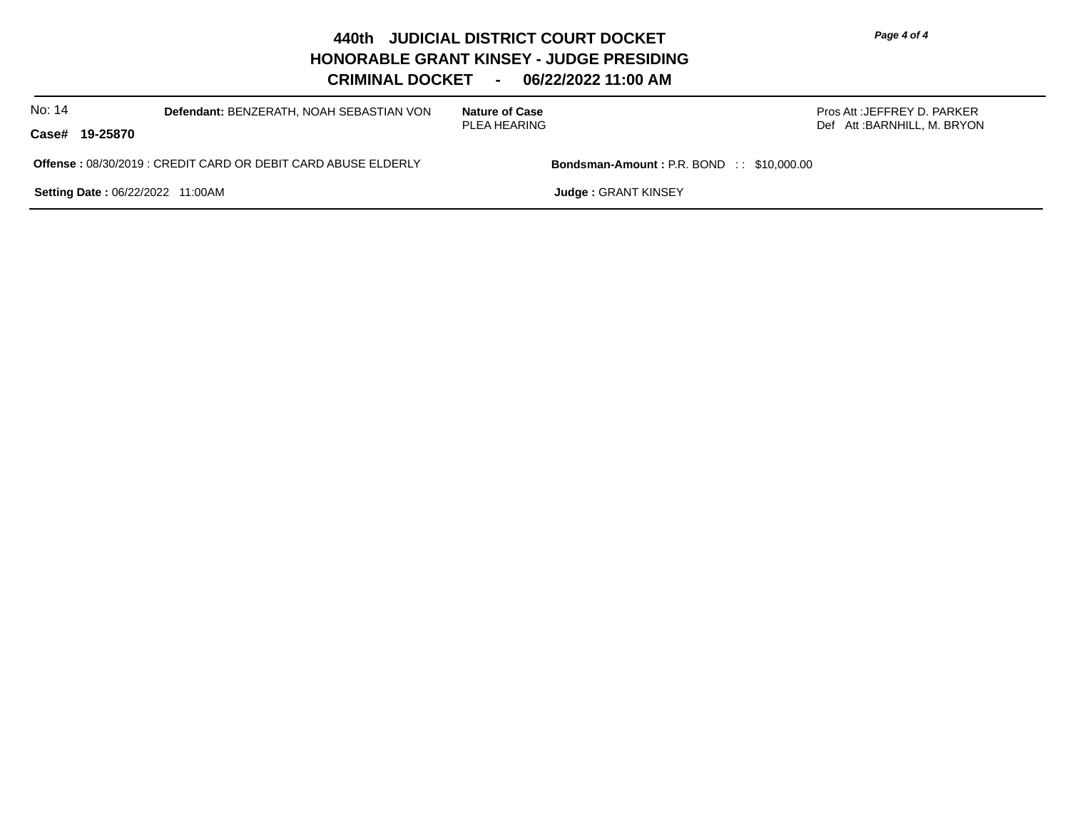# 440th JUDICIAL DISTRICT COURT DOCKET
## HONORABLE GRANT KINSEY - JUDGE PRESIDING
## CRIMINAL DOCKET - 06/22/2022 11:00 AM

No: 14
**Case# 19-25870**

**Defendant:** BENZERATH, NOAH SEBASTIAN VON

**Nature of Case**
PLEA HEARING

Pros Att :JEFFREY D. PARKER
Def Att :BARNHILL, M. BRYON

**Offense :** 08/30/2019 : CREDIT CARD OR DEBIT CARD ABUSE ELDERLY

**Bondsman-Amount :** P.R. BOND :: $10,000.00

**Setting Date :** 06/22/2022 11:00AM

**Judge :** GRANT KINSEY